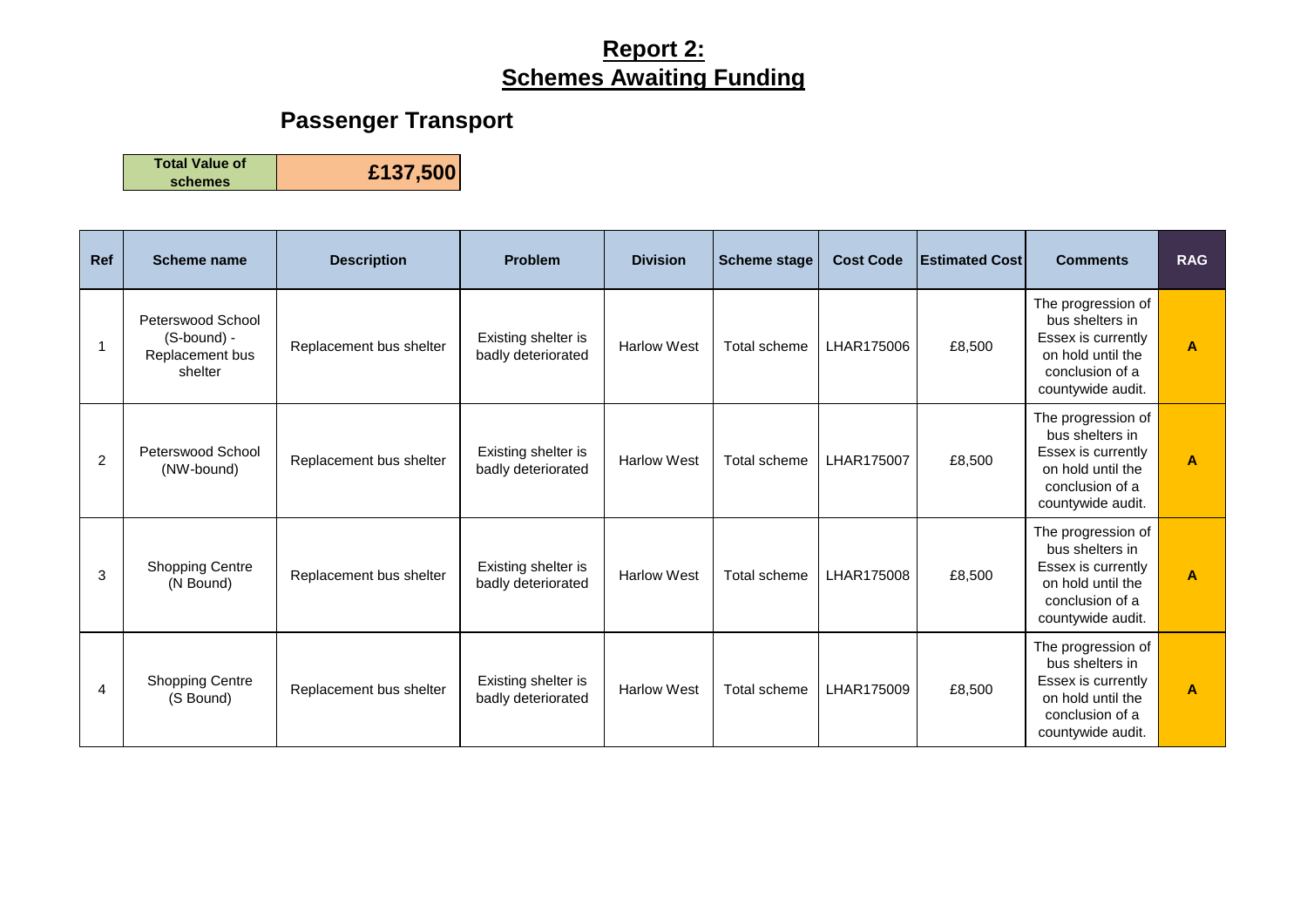# Report 2:
# Schemes Awaiting Funding

## Passenger Transport

| Total Value of schemes | £137,500 |
|---|---|

| Ref | Scheme name | Description | Problem | Division | Scheme stage | Cost Code | Estimated Cost | Comments | RAG |
|---|---|---|---|---|---|---|---|---|---|
| 1 | Peterswood School (S-bound) - Replacement bus shelter | Replacement bus shelter | Existing shelter is badly deteriorated | Harlow West | Total scheme | LHAR175006 | £8,500 | The progression of bus shelters in Essex is currently on hold until the conclusion of a countywide audit. | A |
| 2 | Peterswood School (NW-bound) | Replacement bus shelter | Existing shelter is badly deteriorated | Harlow West | Total scheme | LHAR175007 | £8,500 | The progression of bus shelters in Essex is currently on hold until the conclusion of a countywide audit. | A |
| 3 | Shopping Centre (N Bound) | Replacement bus shelter | Existing shelter is badly deteriorated | Harlow West | Total scheme | LHAR175008 | £8,500 | The progression of bus shelters in Essex is currently on hold until the conclusion of a countywide audit. | A |
| 4 | Shopping Centre (S Bound) | Replacement bus shelter | Existing shelter is badly deteriorated | Harlow West | Total scheme | LHAR175009 | £8,500 | The progression of bus shelters in Essex is currently on hold until the conclusion of a countywide audit. | A |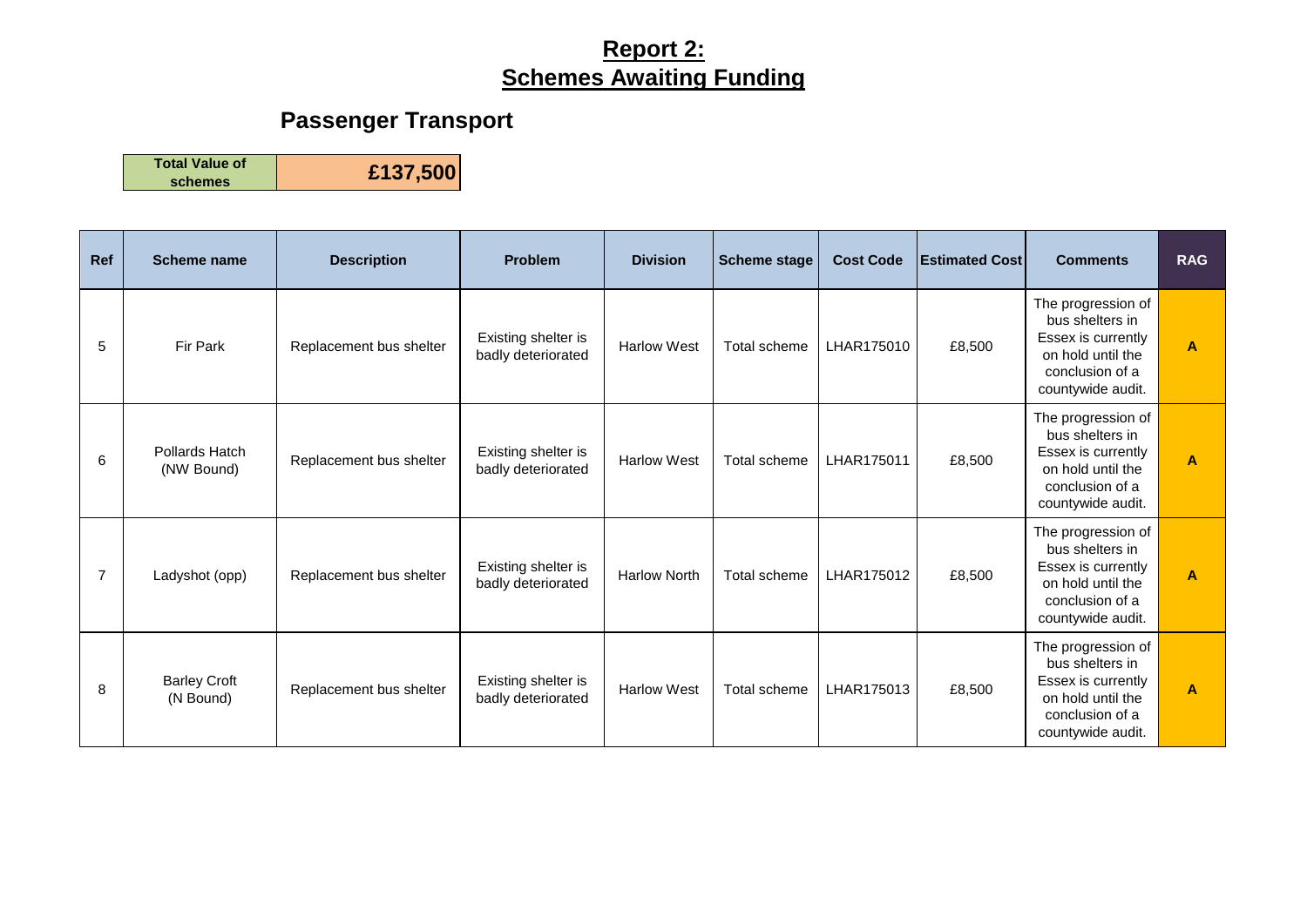# Report 2:
# Schemes Awaiting Funding

## Passenger Transport

| Total Value of schemes | £137,500 |
|---|---|

| Ref | Scheme name | Description | Problem | Division | Scheme stage | Cost Code | Estimated Cost | Comments | RAG |
|---|---|---|---|---|---|---|---|---|---|
| 5 | Fir Park | Replacement bus shelter | Existing shelter is badly deteriorated | Harlow West | Total scheme | LHAR175010 | £8,500 | The progression of bus shelters in Essex is currently on hold until the conclusion of a countywide audit. | A |
| 6 | Pollards Hatch (NW Bound) | Replacement bus shelter | Existing shelter is badly deteriorated | Harlow West | Total scheme | LHAR175011 | £8,500 | The progression of bus shelters in Essex is currently on hold until the conclusion of a countywide audit. | A |
| 7 | Ladyshot (opp) | Replacement bus shelter | Existing shelter is badly deteriorated | Harlow North | Total scheme | LHAR175012 | £8,500 | The progression of bus shelters in Essex is currently on hold until the conclusion of a countywide audit. | A |
| 8 | Barley Croft (N Bound) | Replacement bus shelter | Existing shelter is badly deteriorated | Harlow West | Total scheme | LHAR175013 | £8,500 | The progression of bus shelters in Essex is currently on hold until the conclusion of a countywide audit. | A |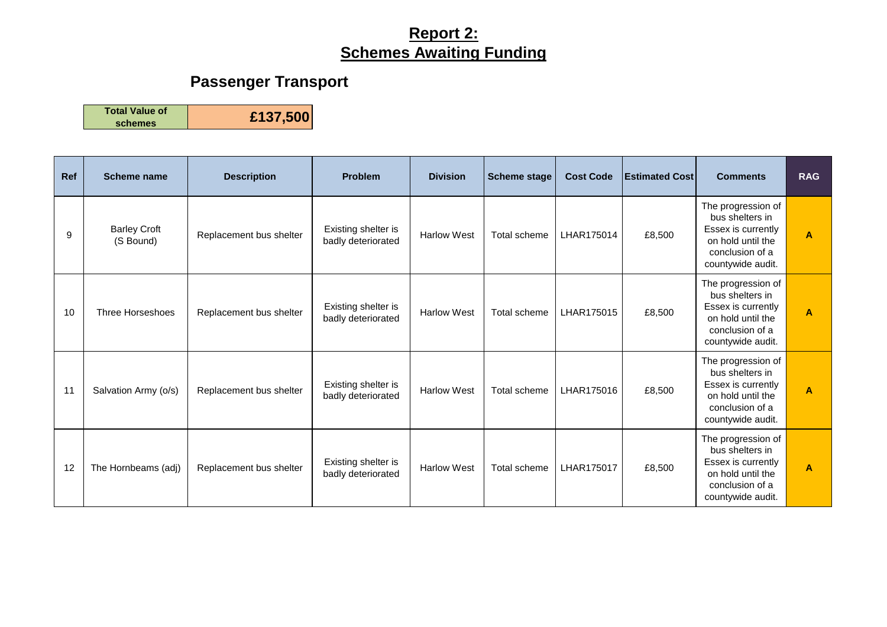# Report 2:
# Schemes Awaiting Funding

## Passenger Transport

| Total Value of schemes | £137,500 |
| --- | --- |

| Ref | Scheme name | Description | Problem | Division | Scheme stage | Cost Code | Estimated Cost | Comments | RAG |
| --- | --- | --- | --- | --- | --- | --- | --- | --- | --- |
| 9 | Barley Croft (S Bound) | Replacement bus shelter | Existing shelter is badly deteriorated | Harlow West | Total scheme | LHAR175014 | £8,500 | The progression of bus shelters in Essex is currently on hold until the conclusion of a countywide audit. | A |
| 10 | Three Horseshoes | Replacement bus shelter | Existing shelter is badly deteriorated | Harlow West | Total scheme | LHAR175015 | £8,500 | The progression of bus shelters in Essex is currently on hold until the conclusion of a countywide audit. | A |
| 11 | Salvation Army (o/s) | Replacement bus shelter | Existing shelter is badly deteriorated | Harlow West | Total scheme | LHAR175016 | £8,500 | The progression of bus shelters in Essex is currently on hold until the conclusion of a countywide audit. | A |
| 12 | The Hornbeams (adj) | Replacement bus shelter | Existing shelter is badly deteriorated | Harlow West | Total scheme | LHAR175017 | £8,500 | The progression of bus shelters in Essex is currently on hold until the conclusion of a countywide audit. | A |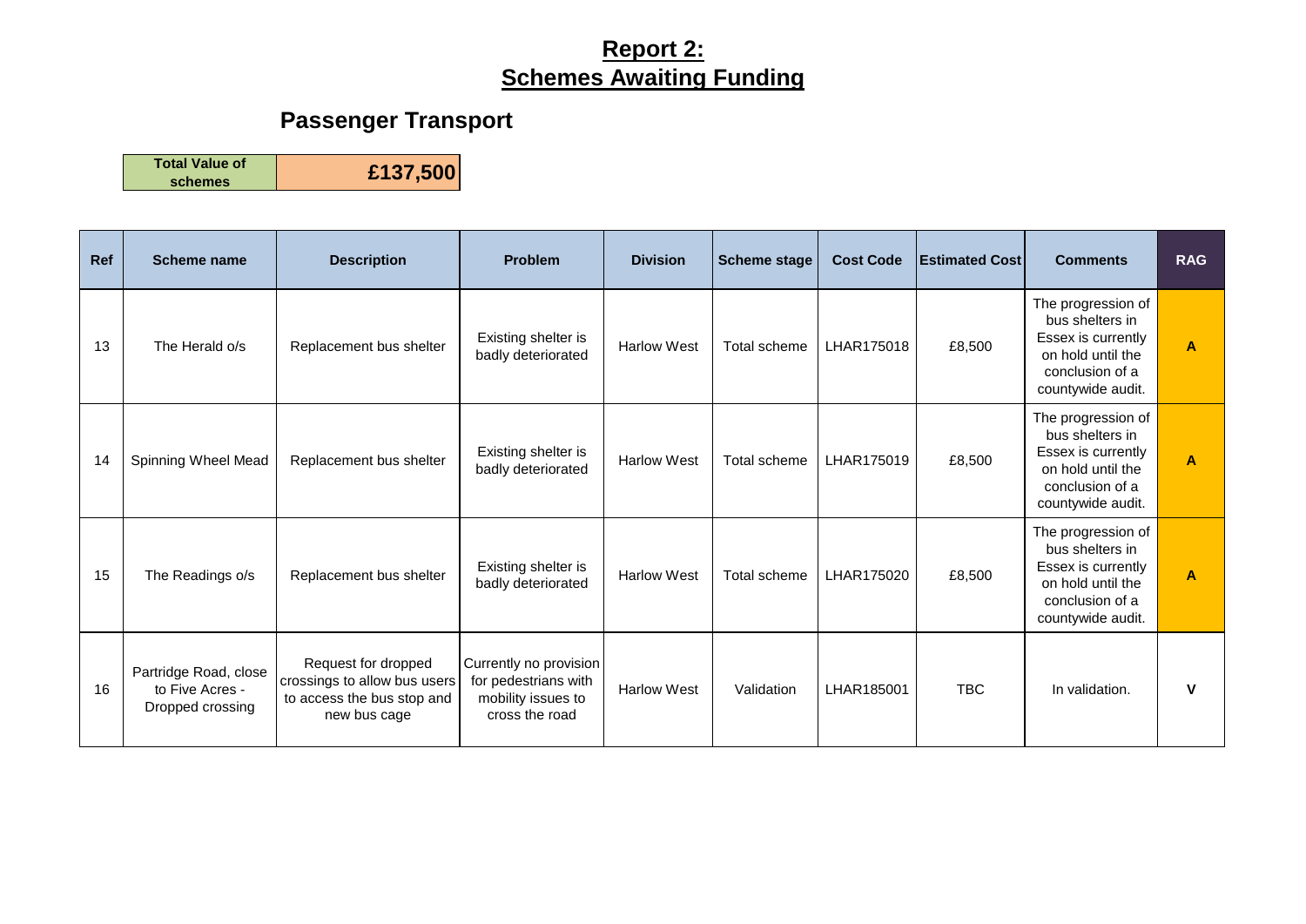# Report 2:
# Schemes Awaiting Funding

## Passenger Transport

| Total Value of schemes | £137,500 |
|---|---|

| Ref | Scheme name | Description | Problem | Division | Scheme stage | Cost Code | Estimated Cost | Comments | RAG |
|---|---|---|---|---|---|---|---|---|---|
| 13 | The Herald o/s | Replacement bus shelter | Existing shelter is badly deteriorated | Harlow West | Total scheme | LHAR175018 | £8,500 | The progression of bus shelters in Essex is currently on hold until the conclusion of a countywide audit. | A |
| 14 | Spinning Wheel Mead | Replacement bus shelter | Existing shelter is badly deteriorated | Harlow West | Total scheme | LHAR175019 | £8,500 | The progression of bus shelters in Essex is currently on hold until the conclusion of a countywide audit. | A |
| 15 | The Readings o/s | Replacement bus shelter | Existing shelter is badly deteriorated | Harlow West | Total scheme | LHAR175020 | £8,500 | The progression of bus shelters in Essex is currently on hold until the conclusion of a countywide audit. | A |
| 16 | Partridge Road, close to Five Acres - Dropped crossing | Request for dropped crossings to allow bus users to access the bus stop and new bus cage | Currently no provision for pedestrians with mobility issues to cross the road | Harlow West | Validation | LHAR185001 | TBC | In validation. | V |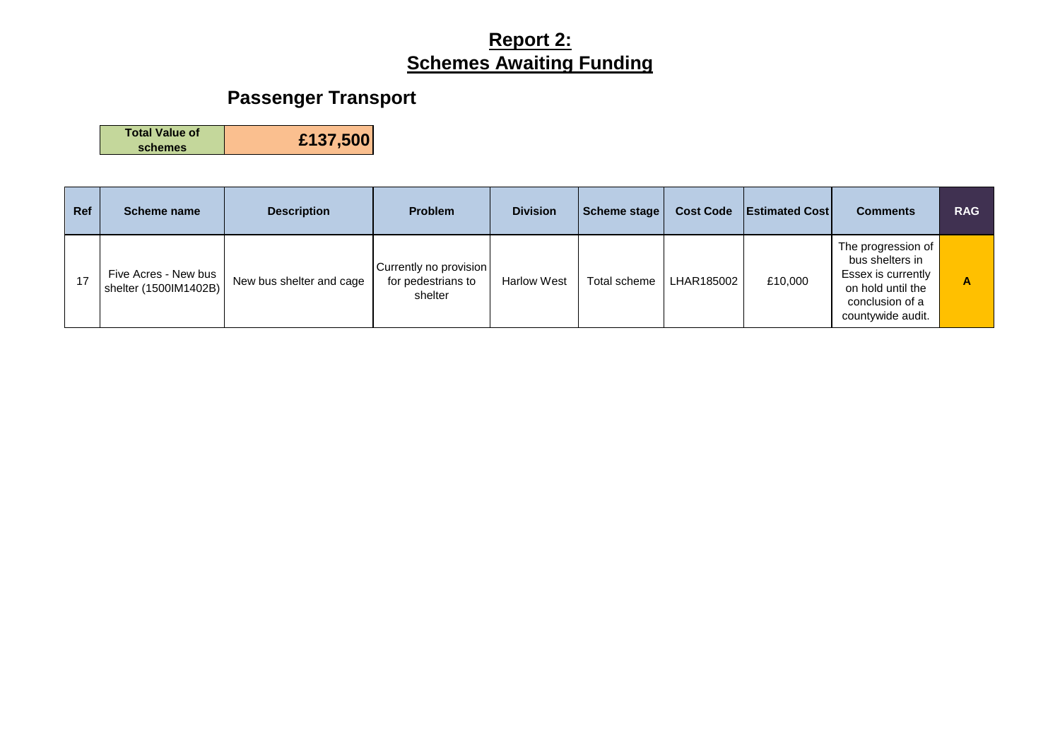# Report 2:
# Schemes Awaiting Funding

## Passenger Transport

| Total Value of schemes | £137,500 |
| --- | --- |

| Ref | Scheme name | Description | Problem | Division | Scheme stage | Cost Code | Estimated Cost | Comments | RAG |
| --- | --- | --- | --- | --- | --- | --- | --- | --- | --- |
| 17 | Five Acres - New bus shelter (1500IM1402B) | New bus shelter and cage | Currently no provision for pedestrians to shelter | Harlow West | Total scheme | LHAR185002 | £10,000 | The progression of bus shelters in Essex is currently on hold until the conclusion of a countywide audit. | A |